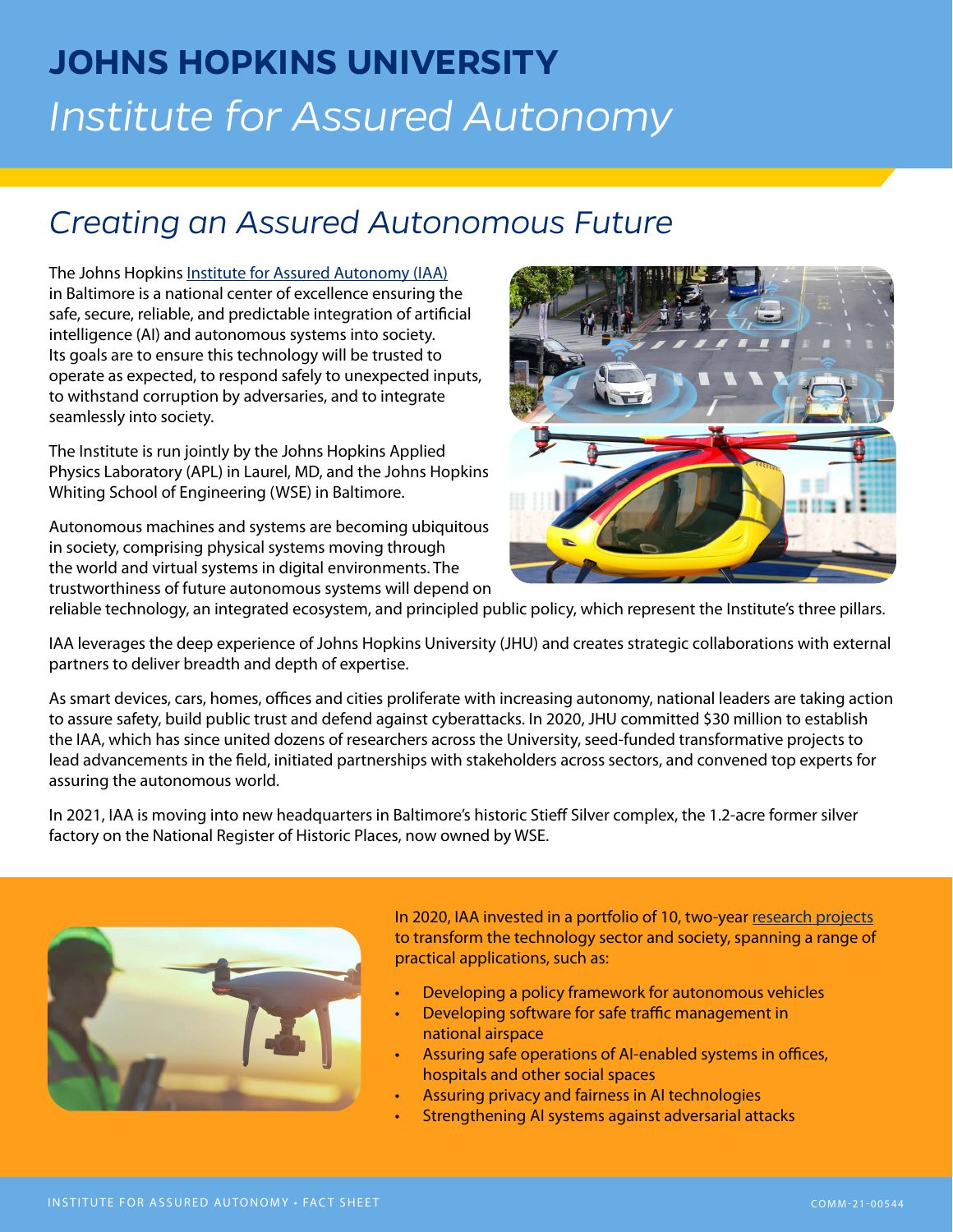# JOHNS HOPKINS UNIVERSITY

# *Institute for Assured Autonomy*

## *Creating an Assured Autonomous Future*

The Johns Hopkins Institute for Assured Autonomy (IAA) in Baltimore is a national center of excellence ensuring the safe, secure, reliable, and predictable integration of artificial intelligence (AI) and autonomous systems into society. Its goals are to ensure this technology will be trusted to operate as expected, to respond safely to unexpected inputs, to withstand corruption by adversaries, and to integrate seamlessly into society.

The Institute is run jointly by the Johns Hopkins Applied Physics Laboratory (APL) in Laurel, MD, and the Johns Hopkins Whiting School of Engineering (WSE) in Baltimore.

Autonomous machines and systems are becoming ubiquitous in society, comprising physical systems moving through the world and virtual systems in digital environments. The trustworthiness of future autonomous systems will depend on reliable technology, an integrated ecosystem, and principled public policy, which represent the Institute's three pillars.

IAA leverages the deep experience of Johns Hopkins University (JHU) and creates strategic collaborations with external partners to deliver breadth and depth of expertise.

As smart devices, cars, homes, offices and cities proliferate with increasing autonomy, national leaders are taking action to assure safety, build public trust and defend against cyberattacks. In 2020, JHU committed $30 million to establish the IAA, which has since united dozens of researchers across the University, seed-funded transformative projects to lead advancements in the field, initiated partnerships with stakeholders across sectors, and convened top experts for assuring the autonomous world.

In 2021, IAA is moving into new headquarters in Baltimore's historic Stieff Silver complex, the 1.2-acre former silver factory on the National Register of Historic Places, now owned by WSE.

In 2020, IAA invested in a portfolio of 10, two-year research projects to transform the technology sector and society, spanning a range of practical applications, such as:

- Developing a policy framework for autonomous vehicles
- Developing software for safe traffic management in national airspace
- Assuring safe operations of AI-enabled systems in offices, hospitals and other social spaces
- Assuring privacy and fairness in AI technologies
- Strengthening AI systems against adversarial attacks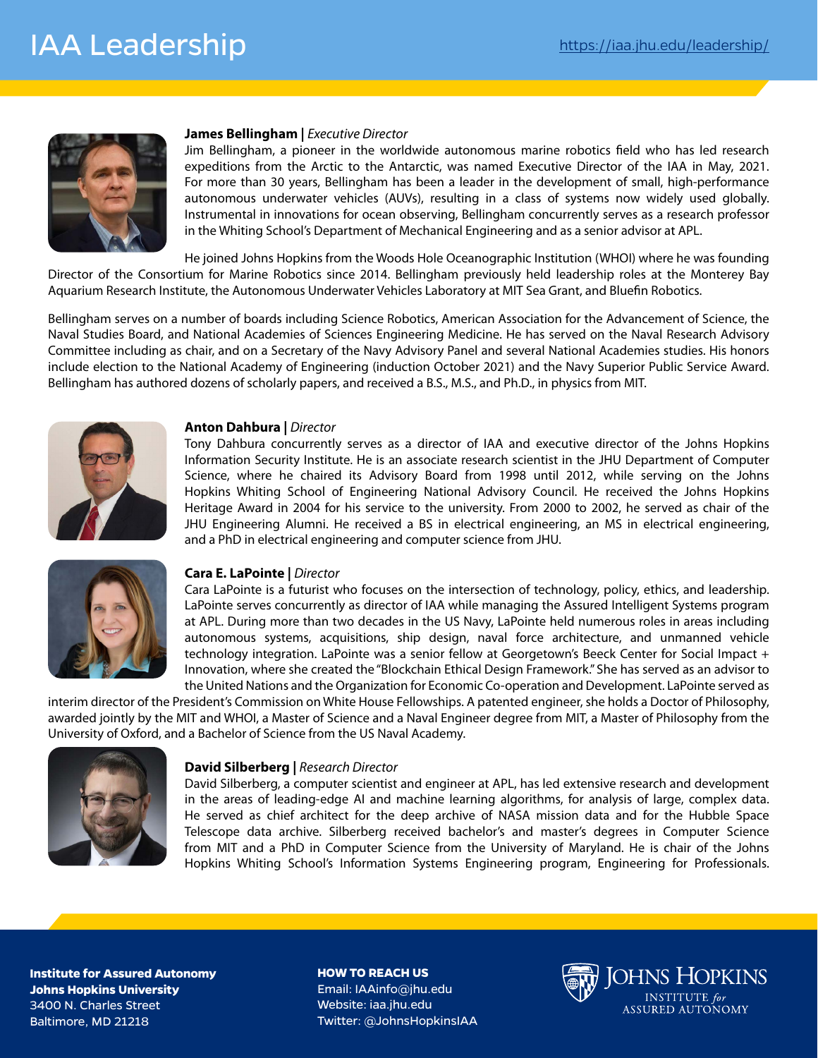# IAA Leadership

https://iaa.jhu.edu/leadership/

**James Bellingham |** *Executive Director*

Jim Bellingham, a pioneer in the worldwide autonomous marine robotics field who has led research expeditions from the Arctic to the Antarctic, was named Executive Director of the IAA in May, 2021. For more than 30 years, Bellingham has been a leader in the development of small, high-performance autonomous underwater vehicles (AUVs), resulting in a class of systems now widely used globally. Instrumental in innovations for ocean observing, Bellingham concurrently serves as a research professor in the Whiting School's Department of Mechanical Engineering and as a senior advisor at APL.

He joined Johns Hopkins from the Woods Hole Oceanographic Institution (WHOI) where he was founding Director of the Consortium for Marine Robotics since 2014. Bellingham previously held leadership roles at the Monterey Bay Aquarium Research Institute, the Autonomous Underwater Vehicles Laboratory at MIT Sea Grant, and Bluefin Robotics.

Bellingham serves on a number of boards including Science Robotics, American Association for the Advancement of Science, the Naval Studies Board, and National Academies of Sciences Engineering Medicine. He has served on the Naval Research Advisory Committee including as chair, and on a Secretary of the Navy Advisory Panel and several National Academies studies. His honors include election to the National Academy of Engineering (induction October 2021) and the Navy Superior Public Service Award. Bellingham has authored dozens of scholarly papers, and received a B.S., M.S., and Ph.D., in physics from MIT.

**Anton Dahbura |** *Director*

Tony Dahbura concurrently serves as a director of IAA and executive director of the Johns Hopkins Information Security Institute. He is an associate research scientist in the JHU Department of Computer Science, where he chaired its Advisory Board from 1998 until 2012, while serving on the Johns Hopkins Whiting School of Engineering National Advisory Council. He received the Johns Hopkins Heritage Award in 2004 for his service to the university. From 2000 to 2002, he served as chair of the JHU Engineering Alumni. He received a BS in electrical engineering, an MS in electrical engineering, and a PhD in electrical engineering and computer science from JHU.

**Cara E. LaPointe |** *Director*

Cara LaPointe is a futurist who focuses on the intersection of technology, policy, ethics, and leadership. LaPointe serves concurrently as director of IAA while managing the Assured Intelligent Systems program at APL. During more than two decades in the US Navy, LaPointe held numerous roles in areas including autonomous systems, acquisitions, ship design, naval force architecture, and unmanned vehicle technology integration. LaPointe was a senior fellow at Georgetown's Beeck Center for Social Impact + Innovation, where she created the "Blockchain Ethical Design Framework." She has served as an advisor to the United Nations and the Organization for Economic Co-operation and Development. LaPointe served as interim director of the President's Commission on White House Fellowships. A patented engineer, she holds a Doctor of Philosophy, awarded jointly by the MIT and WHOI, a Master of Science and a Naval Engineer degree from MIT, a Master of Philosophy from the University of Oxford, and a Bachelor of Science from the US Naval Academy.

**David Silberberg |** *Research Director*

David Silberberg, a computer scientist and engineer at APL, has led extensive research and development in the areas of leading-edge AI and machine learning algorithms, for analysis of large, complex data. He served as chief architect for the deep archive of NASA mission data and for the Hubble Space Telescope data archive. Silberberg received bachelor's and master's degrees in Computer Science from MIT and a PhD in Computer Science from the University of Maryland. He is chair of the Johns Hopkins Whiting School's Information Systems Engineering program, Engineering for Professionals.

**Institute for Assured Autonomy**
**Johns Hopkins University**
3400 N. Charles Street
Baltimore, MD 21218

**HOW TO REACH US**
Email: IAAinfo@jhu.edu
Website: iaa.jhu.edu
Twitter: @JohnsHopkinsIAA

JOHNS HOPKINS INSTITUTE *for* ASSURED AUTONOMY